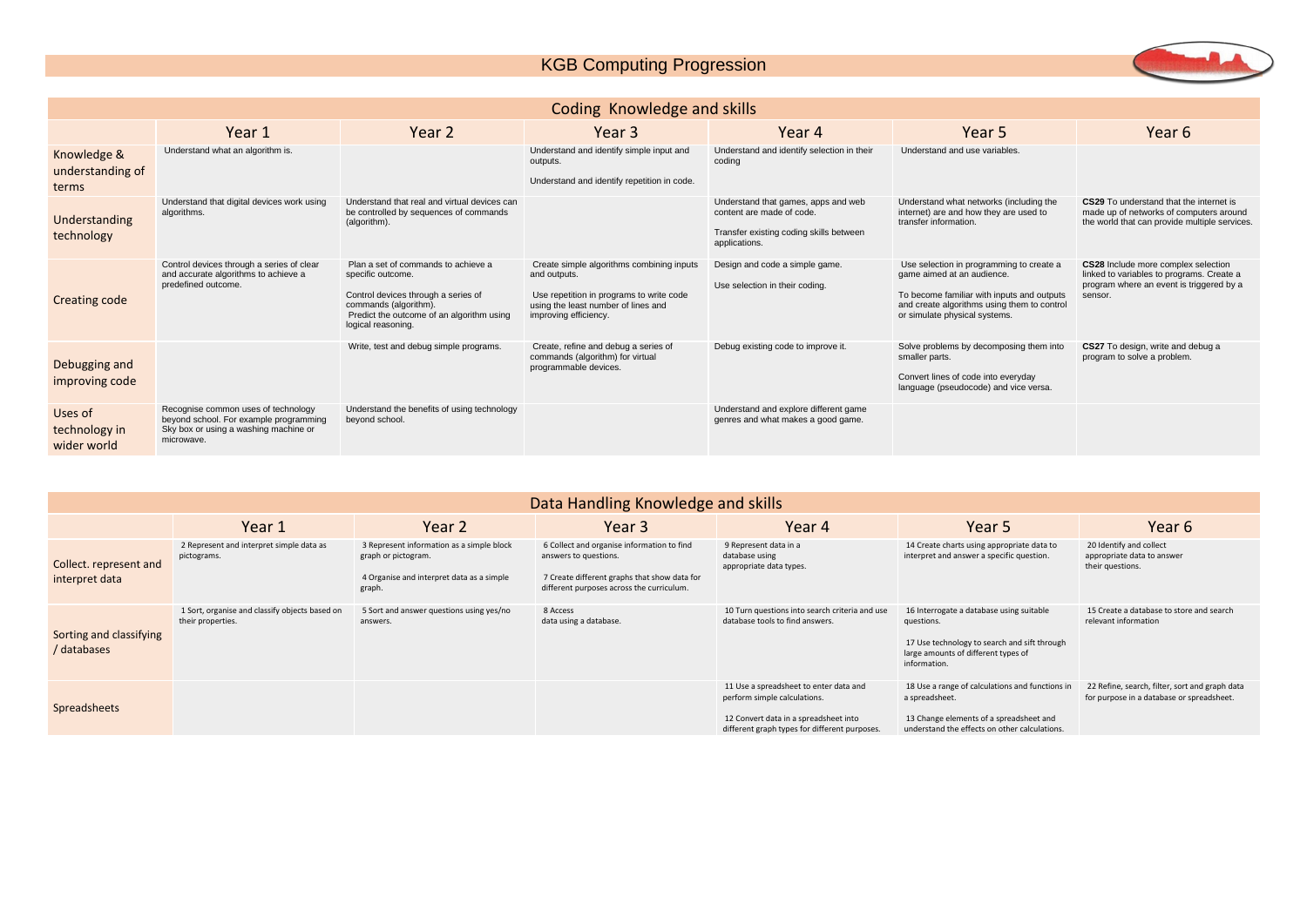# KGB Computing Progression

## Coding Knowledge and skills

| | Year 1 | Year 2 | Year 3 | Year 4 | Year 5 | Year 6 |
|---|---|---|---|---|---|---|
| Knowledge & understanding of terms | Understand what an algorithm is. | | Understand and identify simple input and outputs.<br><br>Understand and identify repetition in code. | Understand and identify selection in their coding | Understand and use variables. | |
| Understanding technology | Understand that digital devices work using algorithms. | Understand that real and virtual devices can be controlled by sequences of commands (algorithm). | | Understand that games, apps and web content are made of code.<br><br>Transfer existing coding skills between applications. | Understand what networks (including the internet) are and how they are used to transfer information. | **CS29** To understand that the internet is made up of networks of computers around the world that can provide multiple services. |
| Creating code | Control devices through a series of clear and accurate algorithms to achieve a predefined outcome. | Plan a set of commands to achieve a specific outcome.<br><br>Control devices through a series of commands (algorithm).<br>Predict the outcome of an algorithm using logical reasoning. | Create simple algorithms combining inputs and outputs.<br><br>Use repetition in programs to write code using the least number of lines and improving efficiency. | Design and code a simple game.<br><br>Use selection in their coding. | Use selection in programming to create a game aimed at an audience.<br><br>To become familiar with inputs and outputs and create algorithms using them to control or simulate physical systems. | **CS28** Include more complex selection linked to variables to programs. Create a program where an event is triggered by a sensor. |
| Debugging and improving code | | Write, test and debug simple programs. | Create, refine and debug a series of commands (algorithm) for virtual programmable devices. | Debug existing code to improve it. | Solve problems by decomposing them into smaller parts.<br><br>Convert lines of code into everyday language (pseudocode) and vice versa. | **CS27** To design, write and debug a program to solve a problem. |
| Uses of technology in wider world | Recognise common uses of technology beyond school. For example programming Sky box or using a washing machine or microwave. | Understand the benefits of using technology beyond school. | | Understand and explore different game genres and what makes a good game. | | |

## Data Handling Knowledge and skills

| | Year 1 | Year 2 | Year 3 | Year 4 | Year 5 | Year 6 |
|---|---|---|---|---|---|---|
| Collect. represent and interpret data | 2 Represent and interpret simple data as pictograms. | 3 Represent information as a simple block graph or pictogram.<br><br>4 Organise and interpret data as a simple graph. | 6 Collect and organise information to find answers to questions.<br><br>7 Create different graphs that show data for different purposes across the curriculum. | 9 Represent data in a database using appropriate data types. | 14 Create charts using appropriate data to interpret and answer a specific question. | 20 Identify and collect appropriate data to answer their questions. |
| Sorting and classifying / databases | 1 Sort, organise and classify objects based on their properties. | 5 Sort and answer questions using yes/no answers. | 8 Access data using a database. | 10 Turn questions into search criteria and use database tools to find answers. | 16 Interrogate a database using suitable questions.<br><br>17 Use technology to search and sift through large amounts of different types of information. | 15 Create a database to store and search relevant information |
| Spreadsheets | | | | 11 Use a spreadsheet to enter data and perform simple calculations.<br><br>12 Convert data in a spreadsheet into different graph types for different purposes. | 18 Use a range of calculations and functions in a spreadsheet.<br><br>13 Change elements of a spreadsheet and understand the effects on other calculations. | 22 Refine, search, filter, sort and graph data for purpose in a database or spreadsheet. |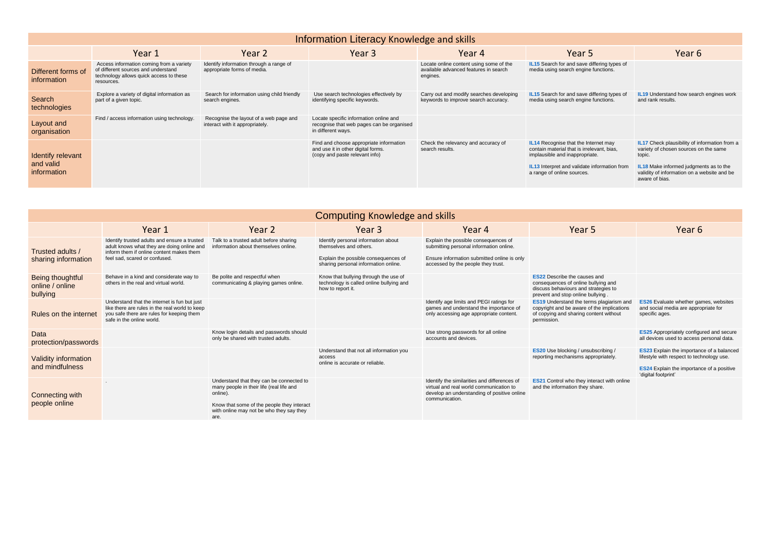# Information Literacy Knowledge and skills

| | Year 1 | Year 2 | Year 3 | Year 4 | Year 5 | Year 6 |
|---|---|---|---|---|---|---|
| Different forms of information | Access information coming from a variety of different sources and understand technology allows quick access to these resources. | Identify information through a range of appropriate forms of media. | | Locate online content using some of the available advanced features in search engines. | IL15 Search for and save differing types of media using search engine functions. | |
| Search technologies | Explore a variety of digital information as part of a given topic. | Search for information using child friendly search engines. | Use search technologies effectively by identifying specific keywords. | Carry out and modify searches developing keywords to improve search accuracy. | IL15 Search for and save differing types of media using search engine functions. | IL19 Understand how search engines work and rank results. |
| Layout and organisation | Find / access information using technology. | Recognise the layout of a web page and interact with it appropriately. | Locate specific information online and recognise that web pages can be organised in different ways. | | | |
| Identify relevant and valid information | | | Find and choose appropriate information and use it in other digital forms. (copy and paste relevant info) | Check the relevancy and accuracy of search results. | IL14 Recognise that the Internet may contain material that is irrelevant, bias, implausible and inappropriate.<br><br>IL13 Interpret and validate information from a range of online sources. | IL17 Check plausibility of information from a variety of chosen sources on the same topic.<br><br>IL18 Make informed judgments as to the validity of information on a website and be aware of bias. |

# Computing Knowledge and skills

| | Year 1 | Year 2 | Year 3 | Year 4 | Year 5 | Year 6 |
|---|---|---|---|---|---|---|
| Trusted adults / sharing information | Identify trusted adults and ensure a trusted adult knows what they are doing online and inform them if online content makes them feel sad, scared or confused. | Talk to a trusted adult before sharing information about themselves online. | Identify personal information about themselves and others.<br><br>Explain the possible consequences of sharing personal information online. | Explain the possible consequences of submitting personal information online.<br><br>Ensure information submitted online is only accessed by the people they trust. | | |
| Being thoughtful online / online bullying | Behave in a kind and considerate way to others in the real and virtual world. | Be polite and respectful when communicating & playing games online. | Know that bullying through the use of technology is called online bullying and how to report it. | | ES22 Describe the causes and consequences of online bullying and discuss behaviours and strategies to prevent and stop online bullying . | |
| Rules on the internet | Understand that the internet is fun but just like there are rules in the real world to keep you safe there are rules for keeping them safe in the online world. | | | Identify age limits and PEGI ratings for games and understand the importance of only accessing age appropriate content. | ES19 Understand the terms plagiarism and copyright and be aware of the implications of copying and sharing content without permission. | ES26 Evaluate whether games, websites and social media are appropriate for specific ages. |
| Data protection/passwords | | Know login details and passwords should only be shared with trusted adults. | | Use strong passwords for all online accounts and devices. | | ES25 Appropriately configured and secure all devices used to access personal data. |
| Validity information and mindfulness | | | Understand that not all information you access online is accurate or reliable. | | ES20 Use blocking / unsubscribing / reporting mechanisms appropriately. | ES23 Explain the importance of a balanced lifestyle with respect to technology use.<br><br>ES24 Explain the importance of a positive 'digital footprint' |
| Connecting with people online | . | Understand that they can be connected to many people in their life (real life and online).<br><br>Know that some of the people they interact with online may not be who they say they are. | | Identify the similarities and differences of virtual and real world communication to develop an understanding of positive online communication. | ES21 Control who they interact with online and the information they share. | |